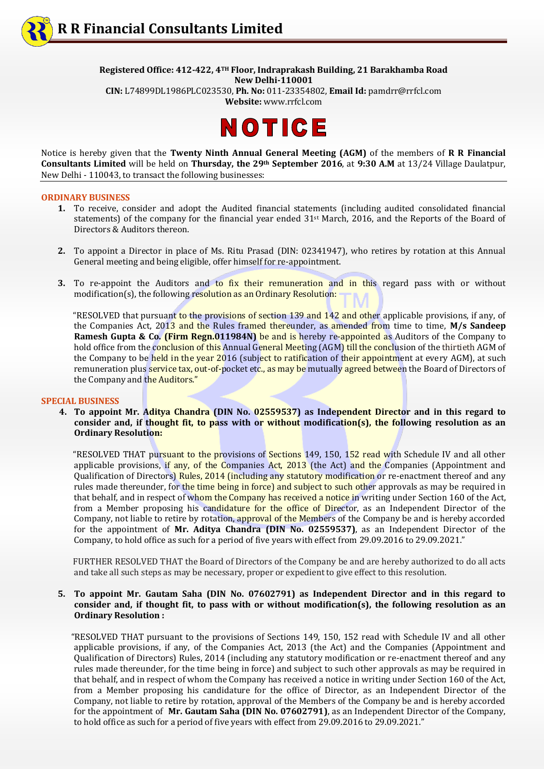# R R Financial Consultants Limited

**Registered Office: 412-422, 4TH Floor, Indraprakash Building, 21 Barakhamba Road**
**New Delhi-110001**
**CIN:** L74899DL1986PLC023530, **Ph. No:** 011-23354802, **Email Id:** pamdrr@rrfcl.com
**Website:** www.rrfcl.com

# NOTICE

Notice is hereby given that the **Twenty Ninth Annual General Meeting (AGM)** of the members of **R R Financial Consultants Limited** will be held on **Thursday, the 29th September 2016**, at **9:30 A.M** at 13/24 Village Daulatpur, New Delhi - 110043, to transact the following businesses:

## ORDINARY BUSINESS

1. To receive, consider and adopt the Audited financial statements (including audited consolidated financial statements) of the company for the financial year ended 31st March, 2016, and the Reports of the Board of Directors & Auditors thereon.

2. To appoint a Director in place of Ms. Ritu Prasad (DIN: 02341947), who retires by rotation at this Annual General meeting and being eligible, offer himself for re-appointment.

3. To re-appoint the Auditors and to fix their remuneration and in this regard pass with or without modification(s), the following resolution as an Ordinary Resolution:

   "RESOLVED that pursuant to the provisions of section 139 and 142 and other applicable provisions, if any, of the Companies Act, 2013 and the Rules framed thereunder, as amended from time to time, **M/s Sandeep Ramesh Gupta & Co. (Firm Regn.011984N)** be and is hereby re-appointed as Auditors of the Company to hold office from the conclusion of this Annual General Meeting (AGM) till the conclusion of the thirtieth AGM of the Company to be held in the year 2016 (subject to ratification of their appointment at every AGM), at such remuneration plus service tax, out-of-pocket etc., as may be mutually agreed between the Board of Directors of the Company and the Auditors."

## SPECIAL BUSINESS

4. **To appoint Mr. Aditya Chandra (DIN No. 02559537) as Independent Director and in this regard to consider and, if thought fit, to pass with or without modification(s), the following resolution as an Ordinary Resolution:**

   "RESOLVED THAT pursuant to the provisions of Sections 149, 150, 152 read with Schedule IV and all other applicable provisions, if any, of the Companies Act, 2013 (the Act) and the Companies (Appointment and Qualification of Directors) Rules, 2014 (including any statutory modification or re-enactment thereof and any rules made thereunder, for the time being in force) and subject to such other approvals as may be required in that behalf, and in respect of whom the Company has received a notice in writing under Section 160 of the Act, from a Member proposing his candidature for the office of Director, as an Independent Director of the Company, not liable to retire by rotation, approval of the Members of the Company be and is hereby accorded for the appointment of **Mr. Aditya Chandra (DIN No. 02559537)**, as an Independent Director of the Company, to hold office as such for a period of five years with effect from 29.09.2016 to 29.09.2021."

   FURTHER RESOLVED THAT the Board of Directors of the Company be and are hereby authorized to do all acts and take all such steps as may be necessary, proper or expedient to give effect to this resolution.

5. **To appoint Mr. Gautam Saha (DIN No. 07602791) as Independent Director and in this regard to consider and, if thought fit, to pass with or without modification(s), the following resolution as an Ordinary Resolution :**

   "RESOLVED THAT pursuant to the provisions of Sections 149, 150, 152 read with Schedule IV and all other applicable provisions, if any, of the Companies Act, 2013 (the Act) and the Companies (Appointment and Qualification of Directors) Rules, 2014 (including any statutory modification or re-enactment thereof and any rules made thereunder, for the time being in force) and subject to such other approvals as may be required in that behalf, and in respect of whom the Company has received a notice in writing under Section 160 of the Act, from a Member proposing his candidature for the office of Director, as an Independent Director of the Company, not liable to retire by rotation, approval of the Members of the Company be and is hereby accorded for the appointment of **Mr. Gautam Saha (DIN No. 07602791)**, as an Independent Director of the Company, to hold office as such for a period of five years with effect from 29.09.2016 to 29.09.2021."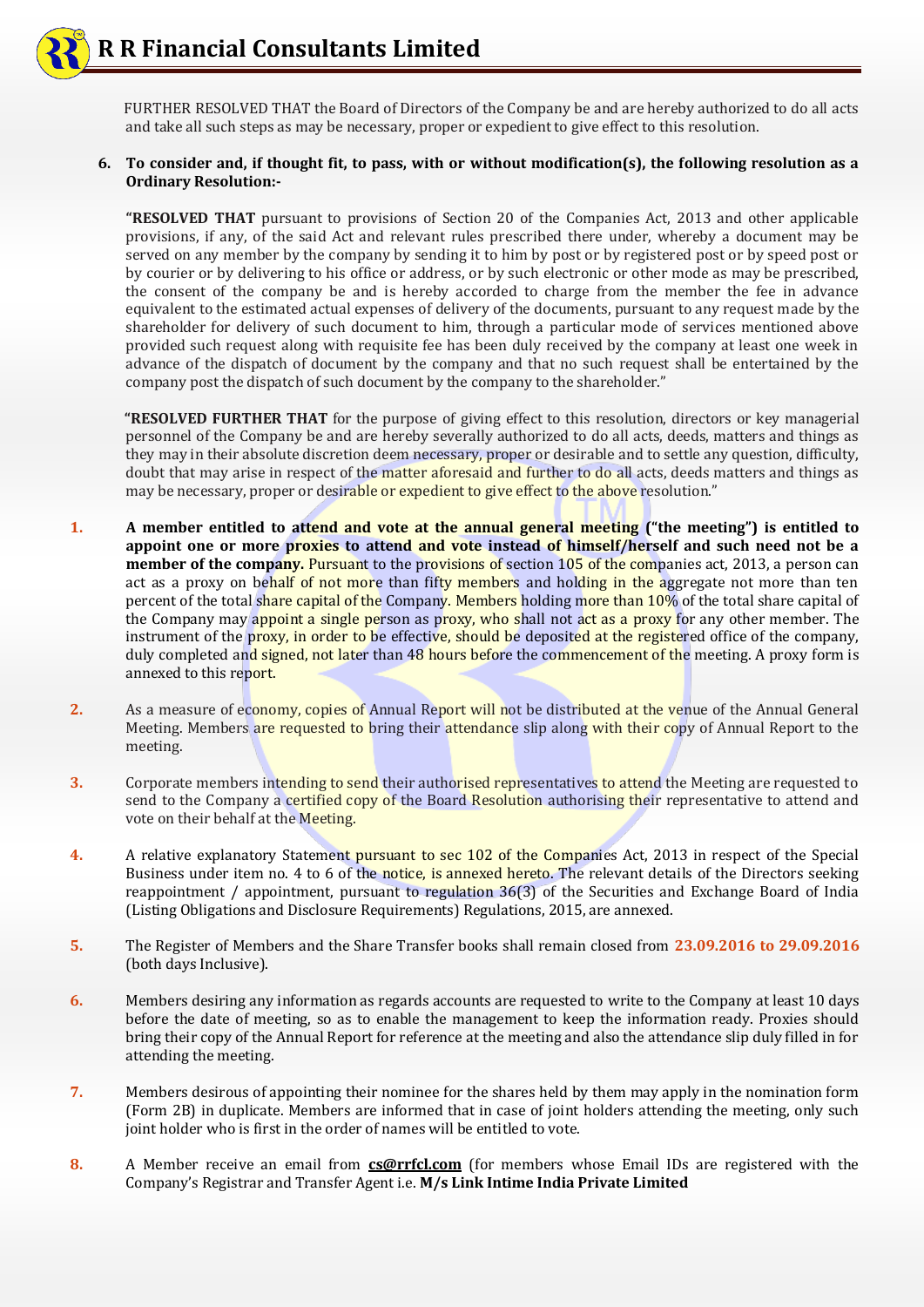FURTHER RESOLVED THAT the Board of Directors of the Company be and are hereby authorized to do all acts and take all such steps as may be necessary, proper or expedient to give effect to this resolution.

6. **To consider and, if thought fit, to pass, with or without modification(s), the following resolution as a Ordinary Resolution:-**

   "**RESOLVED THAT** pursuant to provisions of Section 20 of the Companies Act, 2013 and other applicable provisions, if any, of the said Act and relevant rules prescribed there under, whereby a document may be served on any member by the company by sending it to him by post or by registered post or by speed post or by courier or by delivering to his office or address, or by such electronic or other mode as may be prescribed, the consent of the company be and is hereby accorded to charge from the member the fee in advance equivalent to the estimated actual expenses of delivery of the documents, pursuant to any request made by the shareholder for delivery of such document to him, through a particular mode of services mentioned above provided such request along with requisite fee has been duly received by the company at least one week in advance of the dispatch of document by the company and that no such request shall be entertained by the company post the dispatch of such document by the company to the shareholder."

   "**RESOLVED FURTHER THAT** for the purpose of giving effect to this resolution, directors or key managerial personnel of the Company be and are hereby severally authorized to do all acts, deeds, matters and things as they may in their absolute discretion deem necessary, proper or desirable and to settle any question, difficulty, doubt that may arise in respect of the matter aforesaid and further to do all acts, deeds matters and things as may be necessary, proper or desirable or expedient to give effect to the above resolution."

1. **A member entitled to attend and vote at the annual general meeting ("the meeting") is entitled to appoint one or more proxies to attend and vote instead of himself/herself and such need not be a member of the company.** Pursuant to the provisions of section 105 of the companies act, 2013, a person can act as a proxy on behalf of not more than fifty members and holding in the aggregate not more than ten percent of the total share capital of the Company. Members holding more than 10% of the total share capital of the Company may appoint a single person as proxy, who shall not act as a proxy for any other member. The instrument of the proxy, in order to be effective, should be deposited at the registered office of the company, duly completed and signed, not later than 48 hours before the commencement of the meeting. A proxy form is annexed to this report.

2. As a measure of economy, copies of Annual Report will not be distributed at the venue of the Annual General Meeting. Members are requested to bring their attendance slip along with their copy of Annual Report to the meeting.

3. Corporate members intending to send their authorised representatives to attend the Meeting are requested to send to the Company a certified copy of the Board Resolution authorising their representative to attend and vote on their behalf at the Meeting.

4. A relative explanatory Statement pursuant to sec 102 of the Companies Act, 2013 in respect of the Special Business under item no. 4 to 6 of the notice, is annexed hereto. The relevant details of the Directors seeking reappointment / appointment, pursuant to regulation 36(3) of the Securities and Exchange Board of India (Listing Obligations and Disclosure Requirements) Regulations, 2015, are annexed.

5. The Register of Members and the Share Transfer books shall remain closed from **23.09.2016 to 29.09.2016** (both days Inclusive).

6. Members desiring any information as regards accounts are requested to write to the Company at least 10 days before the date of meeting, so as to enable the management to keep the information ready. Proxies should bring their copy of the Annual Report for reference at the meeting and also the attendance slip duly filled in for attending the meeting.

7. Members desirous of appointing their nominee for the shares held by them may apply in the nomination form (Form 2B) in duplicate. Members are informed that in case of joint holders attending the meeting, only such joint holder who is first in the order of names will be entitled to vote.

8. A Member receive an email from **cs@rrfcl.com** (for members whose Email IDs are registered with the Company's Registrar and Transfer Agent i.e. **M/s Link Intime India Private Limited**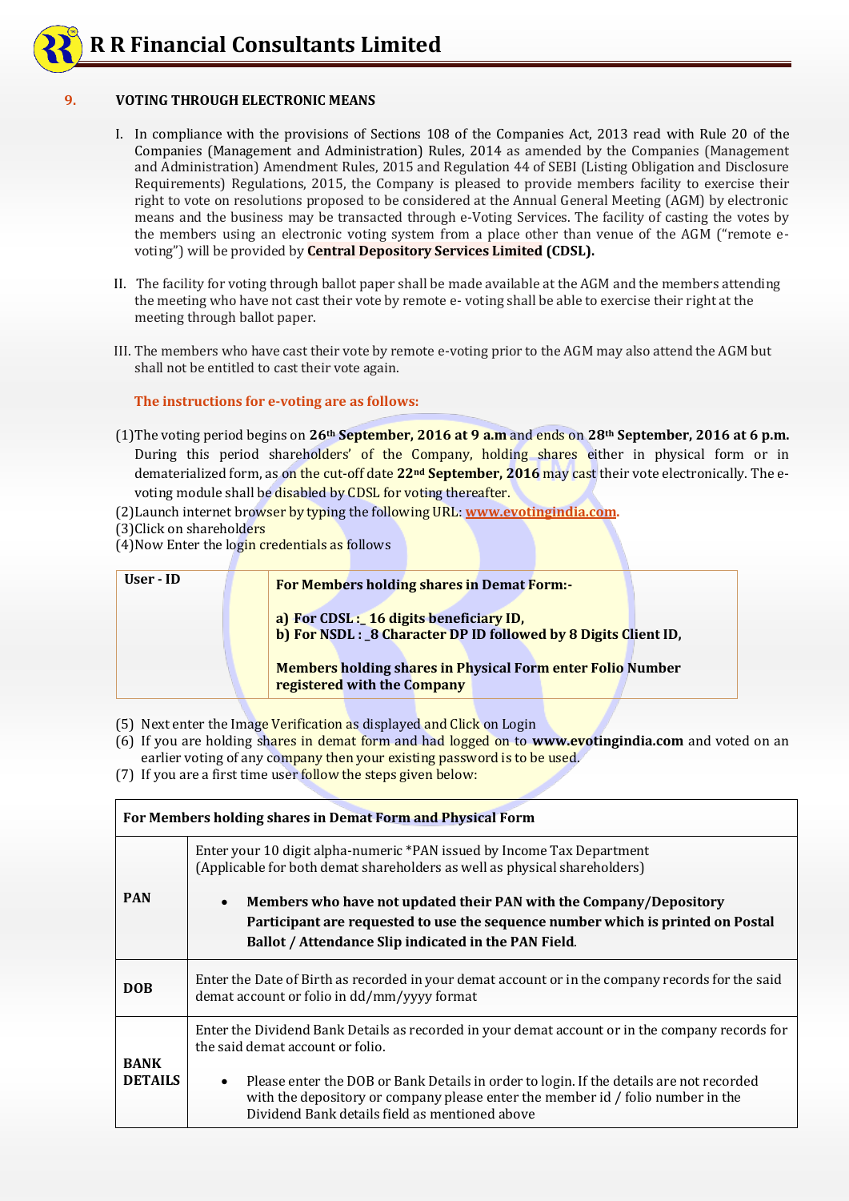## 9. VOTING THROUGH ELECTRONIC MEANS

I. In compliance with the provisions of Sections 108 of the Companies Act, 2013 read with Rule 20 of the Companies (Management and Administration) Rules, 2014 as amended by the Companies (Management and Administration) Amendment Rules, 2015 and Regulation 44 of SEBI (Listing Obligation and Disclosure Requirements) Regulations, 2015, the Company is pleased to provide members facility to exercise their right to vote on resolutions proposed to be considered at the Annual General Meeting (AGM) by electronic means and the business may be transacted through e-Voting Services. The facility of casting the votes by the members using an electronic voting system from a place other than venue of the AGM ("remote e-voting") will be provided by **Central Depository Services Limited (CDSL).**

II. The facility for voting through ballot paper shall be made available at the AGM and the members attending the meeting who have not cast their vote by remote e- voting shall be able to exercise their right at the meeting through ballot paper.

III. The members who have cast their vote by remote e-voting prior to the AGM may also attend the AGM but shall not be entitled to cast their vote again.

**The instructions for e-voting are as follows:**

(1)The voting period begins on **26th September, 2016 at 9 a.m** and ends on **28th September, 2016 at 6 p.m.** During this period shareholders' of the Company, holding shares either in physical form or in dematerialized form, as on the cut-off date **22nd September, 2016** may cast their vote electronically. The e-voting module shall be disabled by CDSL for voting thereafter.

(2)Launch internet browser by typing the following URL: **www.evotingindia.com.**

(3)Click on shareholders

(4)Now Enter the login credentials as follows

| User - ID | **For Members holding shares in Demat Form:-**<br><br>**a) For CDSL :_ 16 digits beneficiary ID,**<br>**b) For NSDL : _8 Character DP ID followed by 8 Digits Client ID,**<br><br>**Members holding shares in Physical Form enter Folio Number registered with the Company** |
|---|---|

(5) Next enter the Image Verification as displayed and Click on Login

(6) If you are holding shares in demat form and had logged on to **www.evotingindia.com** and voted on an earlier voting of any company then your existing password is to be used.

(7) If you are a first time user follow the steps given below:

| For Members holding shares in Demat Form and Physical Form | |
|---|---|
| **PAN** | Enter your 10 digit alpha-numeric *PAN issued by Income Tax Department (Applicable for both demat shareholders as well as physical shareholders)<br><br>• **Members who have not updated their PAN with the Company/Depository Participant are requested to use the sequence number which is printed on Postal Ballot / Attendance Slip indicated in the PAN Field**. |
| **DOB** | Enter the Date of Birth as recorded in your demat account or in the company records for the said demat account or folio in dd/mm/yyyy format |
| **BANK DETAILS** | Enter the Dividend Bank Details as recorded in your demat account or in the company records for the said demat account or folio.<br><br>• Please enter the DOB or Bank Details in order to login. If the details are not recorded with the depository or company please enter the member id / folio number in the Dividend Bank details field as mentioned above |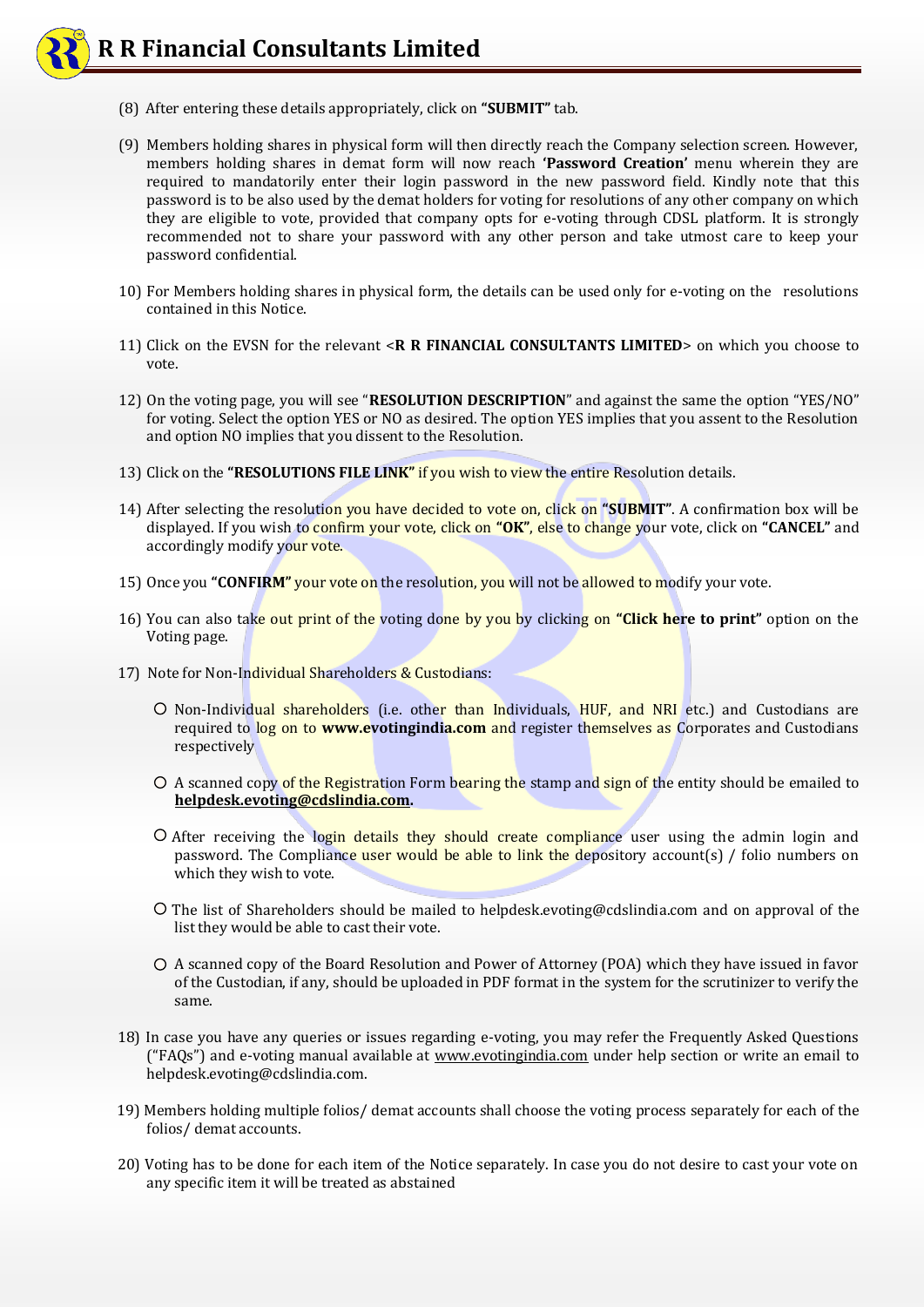(8) After entering these details appropriately, click on **"SUBMIT"** tab.

(9) Members holding shares in physical form will then directly reach the Company selection screen. However, members holding shares in demat form will now reach **'Password Creation'** menu wherein they are required to mandatorily enter their login password in the new password field. Kindly note that this password is to be also used by the demat holders for voting for resolutions of any other company on which they are eligible to vote, provided that company opts for e-voting through CDSL platform. It is strongly recommended not to share your password with any other person and take utmost care to keep your password confidential.

10) For Members holding shares in physical form, the details can be used only for e-voting on the resolutions contained in this Notice.

11) Click on the EVSN for the relevant <**R R FINANCIAL CONSULTANTS LIMITED**> on which you choose to vote.

12) On the voting page, you will see "**RESOLUTION DESCRIPTION**" and against the same the option "YES/NO" for voting. Select the option YES or NO as desired. The option YES implies that you assent to the Resolution and option NO implies that you dissent to the Resolution.

13) Click on the **"RESOLUTIONS FILE LINK"** if you wish to view the entire Resolution details.

14) After selecting the resolution you have decided to vote on, click on **"SUBMIT"**. A confirmation box will be displayed. If you wish to confirm your vote, click on **"OK"**, else to change your vote, click on **"CANCEL"** and accordingly modify your vote.

15) Once you **"CONFIRM"** your vote on the resolution, you will not be allowed to modify your vote.

16) You can also take out print of the voting done by you by clicking on **"Click here to print"** option on the Voting page.

17) Note for Non-Individual Shareholders & Custodians:

- Non-Individual shareholders (i.e. other than Individuals, HUF, and NRI etc.) and Custodians are required to log on to **www.evotingindia.com** and register themselves as Corporates and Custodians respectively
- A scanned copy of the Registration Form bearing the stamp and sign of the entity should be emailed to **helpdesk.evoting@cdslindia.com.**
- After receiving the login details they should create compliance user using the admin login and password. The Compliance user would be able to link the depository account(s) / folio numbers on which they wish to vote.
- The list of Shareholders should be mailed to helpdesk.evoting@cdslindia.com and on approval of the list they would be able to cast their vote.
- A scanned copy of the Board Resolution and Power of Attorney (POA) which they have issued in favor of the Custodian, if any, should be uploaded in PDF format in the system for the scrutinizer to verify the same.

18) In case you have any queries or issues regarding e-voting, you may refer the Frequently Asked Questions ("FAQs") and e-voting manual available at www.evotingindia.com under help section or write an email to helpdesk.evoting@cdslindia.com.

19) Members holding multiple folios/ demat accounts shall choose the voting process separately for each of the folios/ demat accounts.

20) Voting has to be done for each item of the Notice separately. In case you do not desire to cast your vote on any specific item it will be treated as abstained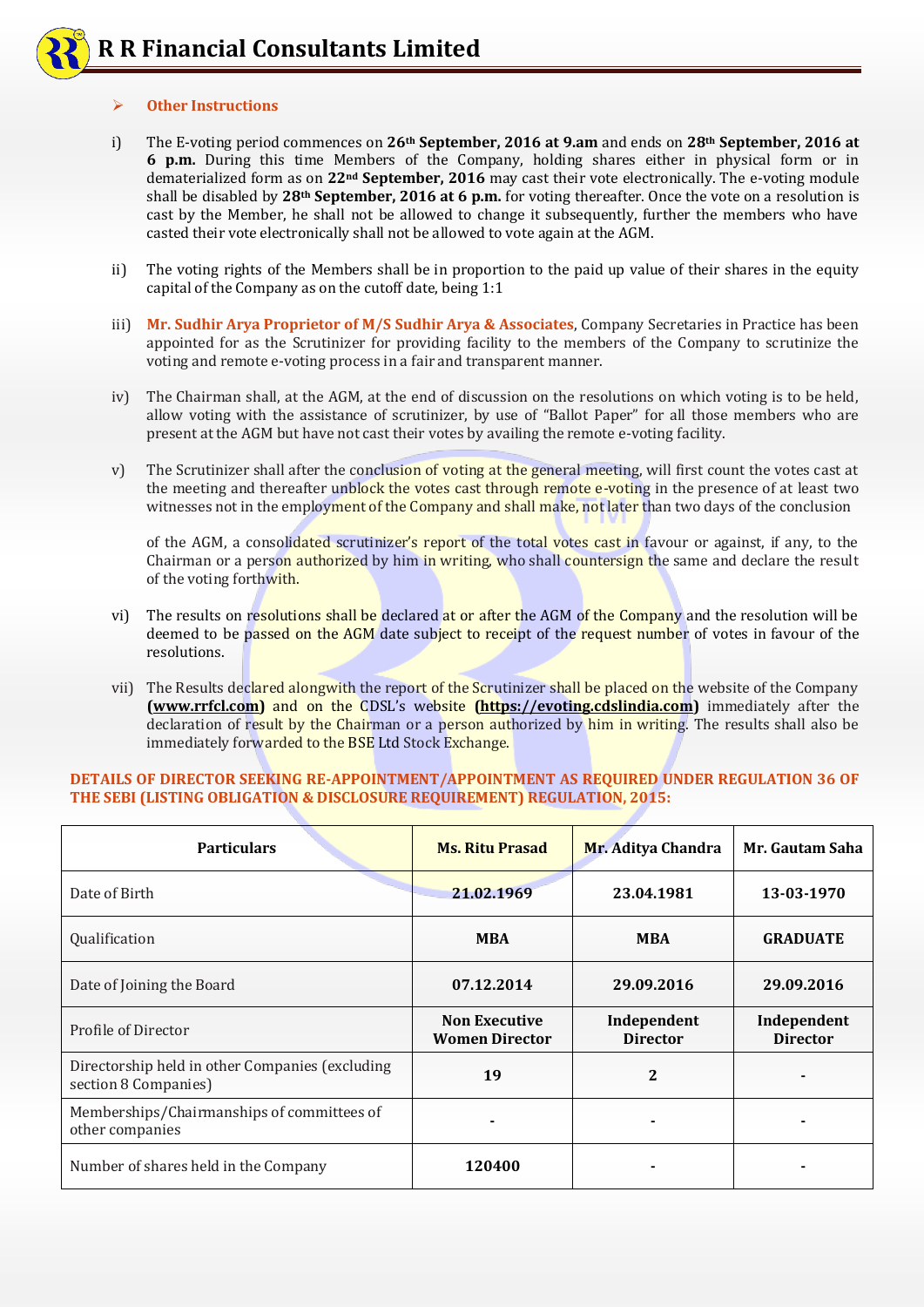## Other Instructions

i) The E-voting period commences on **26th September, 2016 at 9.am** and ends on **28th September, 2016 at 6 p.m.** During this time Members of the Company, holding shares either in physical form or in dematerialized form as on **22nd September, 2016** may cast their vote electronically. The e-voting module shall be disabled by **28th September, 2016 at 6 p.m.** for voting thereafter. Once the vote on a resolution is cast by the Member, he shall not be allowed to change it subsequently, further the members who have casted their vote electronically shall not be allowed to vote again at the AGM.

ii) The voting rights of the Members shall be in proportion to the paid up value of their shares in the equity capital of the Company as on the cutoff date, being 1:1

iii) **Mr. Sudhir Arya Proprietor of M/S Sudhir Arya & Associates**, Company Secretaries in Practice has been appointed for as the Scrutinizer for providing facility to the members of the Company to scrutinize the voting and remote e-voting process in a fair and transparent manner.

iv) The Chairman shall, at the AGM, at the end of discussion on the resolutions on which voting is to be held, allow voting with the assistance of scrutinizer, by use of "Ballot Paper" for all those members who are present at the AGM but have not cast their votes by availing the remote e-voting facility.

v) The Scrutinizer shall after the conclusion of voting at the general meeting, will first count the votes cast at the meeting and thereafter unblock the votes cast through remote e-voting in the presence of at least two witnesses not in the employment of the Company and shall make, not later than two days of the conclusion

of the AGM, a consolidated scrutinizer's report of the total votes cast in favour or against, if any, to the Chairman or a person authorized by him in writing, who shall countersign the same and declare the result of the voting forthwith.

vi) The results on resolutions shall be declared at or after the AGM of the Company and the resolution will be deemed to be passed on the AGM date subject to receipt of the request number of votes in favour of the resolutions.

vii) The Results declared alongwith the report of the Scrutinizer shall be placed on the website of the Company **(www.rrfcl.com)** and on the CDSL's website **(https://evoting.cdslindia.com)** immediately after the declaration of result by the Chairman or a person authorized by him in writing. The results shall also be immediately forwarded to the BSE Ltd Stock Exchange.

**DETAILS OF DIRECTOR SEEKING RE-APPOINTMENT/APPOINTMENT AS REQUIRED UNDER REGULATION 36 OF THE SEBI (LISTING OBLIGATION & DISCLOSURE REQUIREMENT) REGULATION, 2015:**

| Particulars | Ms. Ritu Prasad | Mr. Aditya Chandra | Mr. Gautam Saha |
|---|---|---|---|
| Date of Birth | 21.02.1969 | 23.04.1981 | 13-03-1970 |
| Qualification | MBA | MBA | GRADUATE |
| Date of Joining the Board | 07.12.2014 | 29.09.2016 | 29.09.2016 |
| Profile of Director | Non Executive Women Director | Independent Director | Independent Director |
| Directorship held in other Companies (excluding section 8 Companies) | 19 | 2 | - |
| Memberships/Chairmanships of committees of other companies | - | - | - |
| Number of shares held in the Company | 120400 | - | - |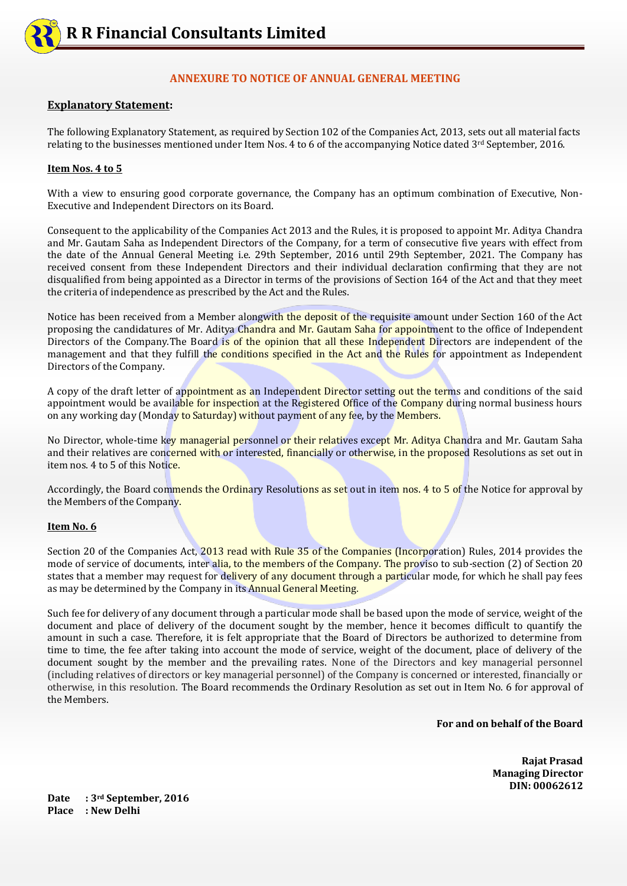## ANNEXURE TO NOTICE OF ANNUAL GENERAL MEETING

**<u>Explanatory Statement</u>:**

The following Explanatory Statement, as required by Section 102 of the Companies Act, 2013, sets out all material facts relating to the businesses mentioned under Item Nos. 4 to 6 of the accompanying Notice dated 3rd September, 2016.

**<u>Item Nos. 4 to 5</u>**

With a view to ensuring good corporate governance, the Company has an optimum combination of Executive, Non-Executive and Independent Directors on its Board.

Consequent to the applicability of the Companies Act 2013 and the Rules, it is proposed to appoint Mr. Aditya Chandra and Mr. Gautam Saha as Independent Directors of the Company, for a term of consecutive five years with effect from the date of the Annual General Meeting i.e. 29th September, 2016 until 29th September, 2021. The Company has received consent from these Independent Directors and their individual declaration confirming that they are not disqualified from being appointed as a Director in terms of the provisions of Section 164 of the Act and that they meet the criteria of independence as prescribed by the Act and the Rules.

Notice has been received from a Member alongwith the deposit of the requisite amount under Section 160 of the Act proposing the candidatures of Mr. Aditya Chandra and Mr. Gautam Saha for appointment to the office of Independent Directors of the Company.The Board is of the opinion that all these Independent Directors are independent of the management and that they fulfill the conditions specified in the Act and the Rules for appointment as Independent Directors of the Company.

A copy of the draft letter of appointment as an Independent Director setting out the terms and conditions of the said appointment would be available for inspection at the Registered Office of the Company during normal business hours on any working day (Monday to Saturday) without payment of any fee, by the Members.

No Director, whole-time key managerial personnel or their relatives except Mr. Aditya Chandra and Mr. Gautam Saha and their relatives are concerned with or interested, financially or otherwise, in the proposed Resolutions as set out in item nos. 4 to 5 of this Notice.

Accordingly, the Board commends the Ordinary Resolutions as set out in item nos. 4 to 5 of the Notice for approval by the Members of the Company.

**<u>Item No. 6</u>**

Section 20 of the Companies Act, 2013 read with Rule 35 of the Companies (Incorporation) Rules, 2014 provides the mode of service of documents, inter alia, to the members of the Company. The proviso to sub-section (2) of Section 20 states that a member may request for delivery of any document through a particular mode, for which he shall pay fees as may be determined by the Company in its Annual General Meeting.

Such fee for delivery of any document through a particular mode shall be based upon the mode of service, weight of the document and place of delivery of the document sought by the member, hence it becomes difficult to quantify the amount in such a case. Therefore, it is felt appropriate that the Board of Directors be authorized to determine from time to time, the fee after taking into account the mode of service, weight of the document, place of delivery of the document sought by the member and the prevailing rates. None of the Directors and key managerial personnel (including relatives of directors or key managerial personnel) of the Company is concerned or interested, financially or otherwise, in this resolution. The Board recommends the Ordinary Resolution as set out in Item No. 6 for approval of the Members.

**For and on behalf of the Board**

**Rajat Prasad**
**Managing Director**
**DIN: 00062612**

**Date : 3rd September, 2016**
**Place : New Delhi**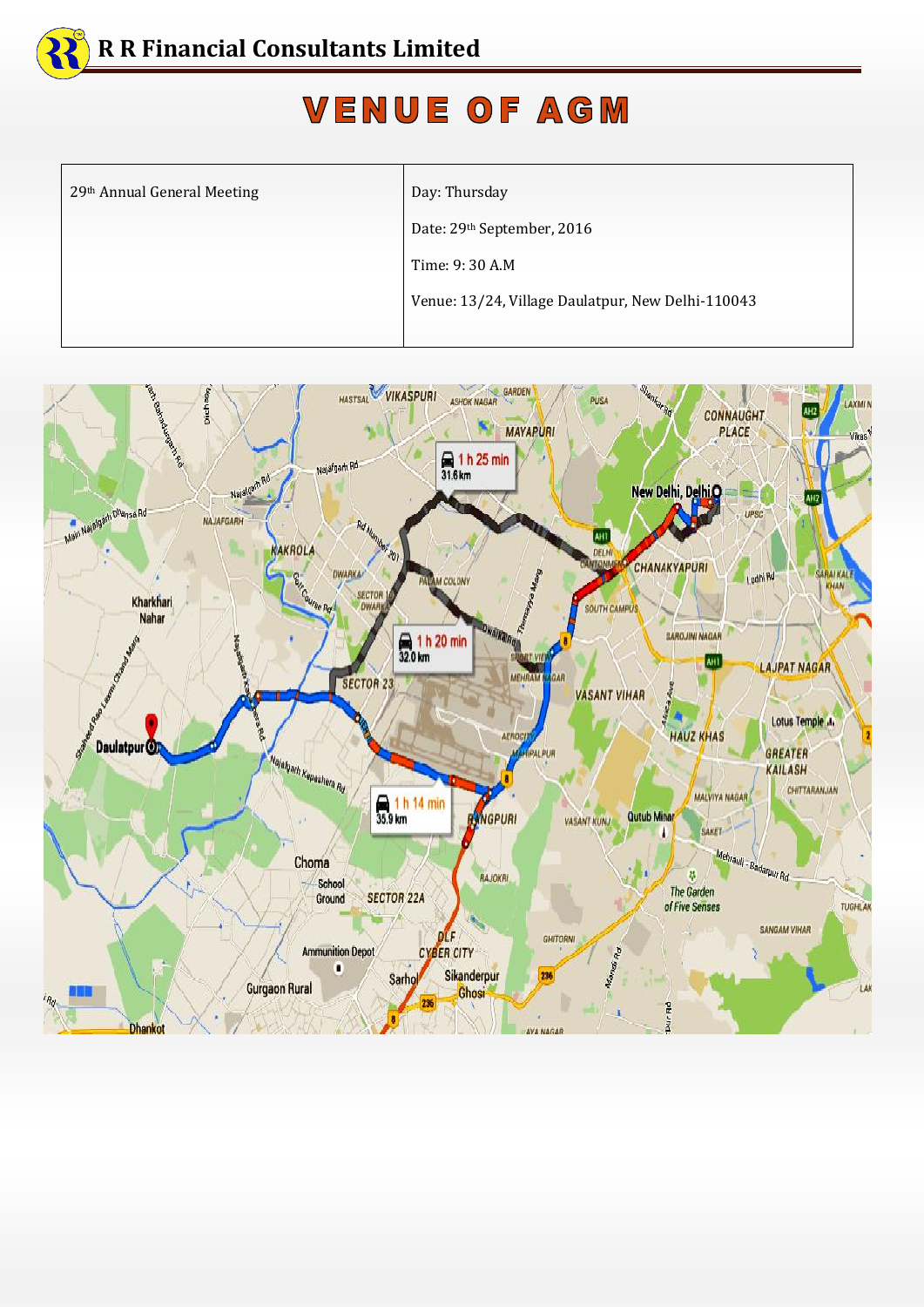# VENUE OF AGM

| | |
|---|---|
| 29th Annual General Meeting | Day: Thursday<br>Date: 29th September, 2016<br>Time: 9: 30 A.M<br>Venue: 13/24, Village Daulatpur, New Delhi-110043 |